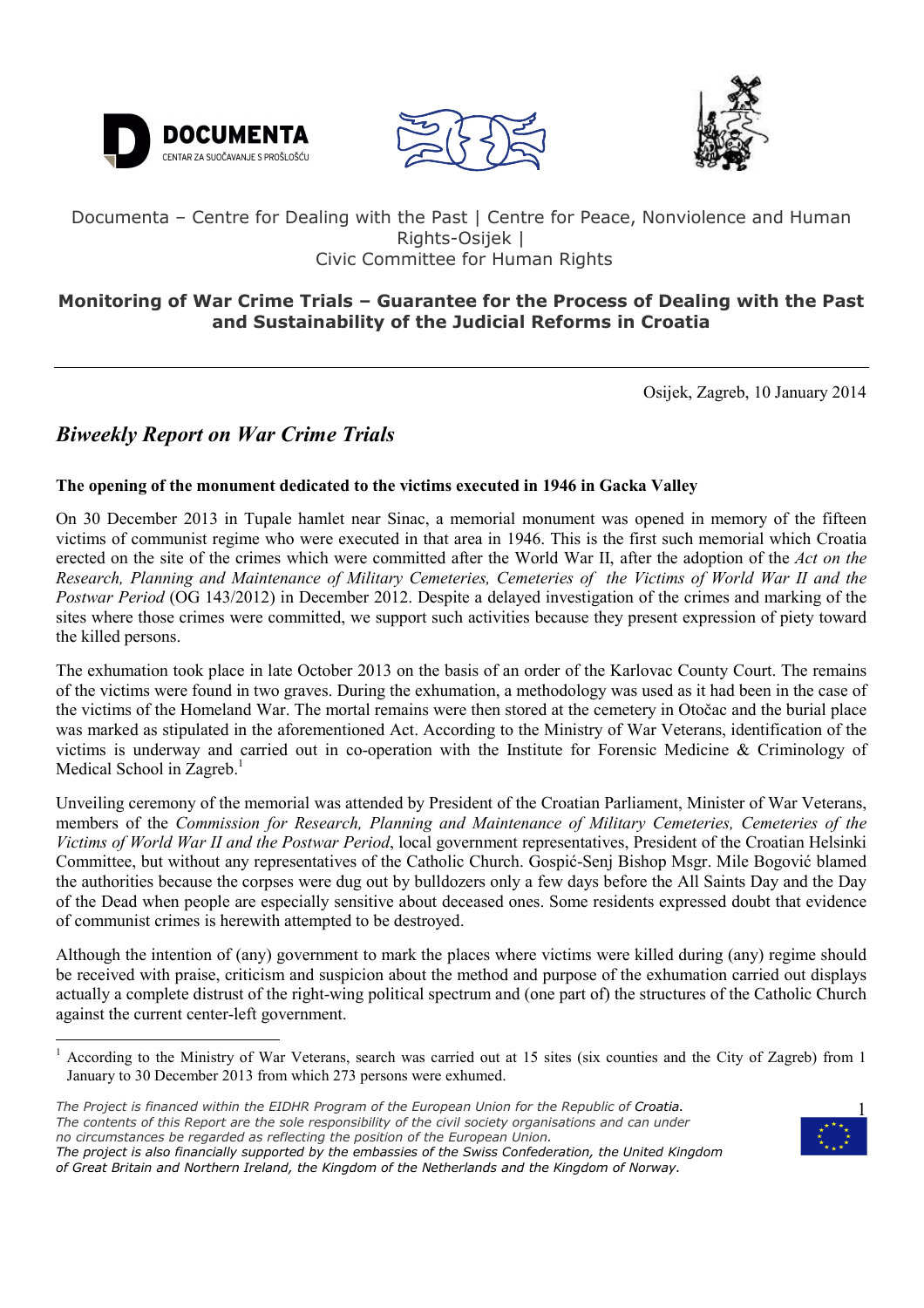Documenta – Centre for Dealing with the Past | Centre for Peace, Nonviolence and Human Rights-Osijek | Civic Committee for Human Rights

**Monitoring of War Crime Trials – Guarantee for the Process of Dealing with the Past and Sustainability of the Judicial Reforms in Croatia**

---

Osijek, Zagreb, 10 January 2014

# *Biweekly Report on War Crime Trials*

### The opening of the monument dedicated to the victims executed in 1946 in Gacka Valley

On 30 December 2013 in Tupale hamlet near Sinac, a memorial monument was opened in memory of the fifteen victims of communist regime who were executed in that area in 1946. This is the first such memorial which Croatia erected on the site of the crimes which were committed after the World War II, after the adoption of the *Act on the Research, Planning and Maintenance of Military Cemeteries, Cemeteries of the Victims of World War II and the Postwar Period* (OG 143/2012) in December 2012. Despite a delayed investigation of the crimes and marking of the sites where those crimes were committed, we support such activities because they present expression of piety toward the killed persons.

The exhumation took place in late October 2013 on the basis of an order of the Karlovac County Court. The remains of the victims were found in two graves. During the exhumation, a methodology was used as it had been in the case of the victims of the Homeland War. The mortal remains were then stored at the cemetery in Otočac and the burial place was marked as stipulated in the aforementioned Act. According to the Ministry of War Veterans, identification of the victims is underway and carried out in co-operation with the Institute for Forensic Medicine & Criminology of Medical School in Zagreb.[1]

Unveiling ceremony of the memorial was attended by President of the Croatian Parliament, Minister of War Veterans, members of the *Commission for Research, Planning and Maintenance of Military Cemeteries, Cemeteries of the Victims of World War II and the Postwar Period*, local government representatives, President of the Croatian Helsinki Committee, but without any representatives of the Catholic Church. Gospić-Senj Bishop Msgr. Mile Bogović blamed the authorities because the corpses were dug out by bulldozers only a few days before the All Saints Day and the Day of the Dead when people are especially sensitive about deceased ones. Some residents expressed doubt that evidence of communist crimes is herewith attempted to be destroyed.

Although the intention of (any) government to mark the places where victims were killed during (any) regime should be received with praise, criticism and suspicion about the method and purpose of the exhumation carried out displays actually a complete distrust of the right-wing political spectrum and (one part of) the structures of the Catholic Church against the current center-left government.

---

[1] According to the Ministry of War Veterans, search was carried out at 15 sites (six counties and the City of Zagreb) from 1 January to 30 December 2013 from which 273 persons were exhumed.

*The Project is financed within the EIDHR Program of the European Union for the Republic of Croatia. The contents of this Report are the sole responsibility of the civil society organisations and can under no circumstances be regarded as reflecting the position of the European Union. The project is also financially supported by the embassies of the Swiss Confederation, the United Kingdom of Great Britain and Northern Ireland, the Kingdom of the Netherlands and the Kingdom of Norway.*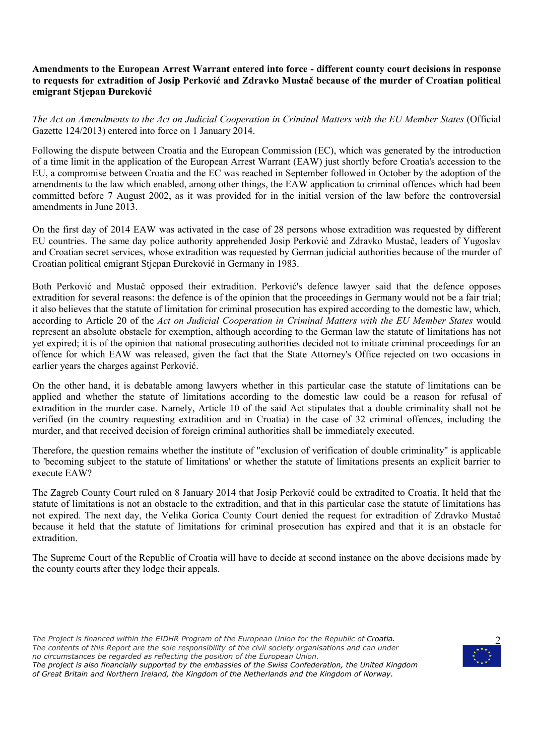**Amendments to the European Arrest Warrant entered into force - different county court decisions in response to requests for extradition of Josip Perković and Zdravko Mustač because of the murder of Croatian political emigrant Stjepan Đureković**

*The Act on Amendments to the Act on Judicial Cooperation in Criminal Matters with the EU Member States* (Official Gazette 124/2013) entered into force on 1 January 2014.

Following the dispute between Croatia and the European Commission (EC), which was generated by the introduction of a time limit in the application of the European Arrest Warrant (EAW) just shortly before Croatia's accession to the EU, a compromise between Croatia and the EC was reached in September followed in October by the adoption of the amendments to the law which enabled, among other things, the EAW application to criminal offences which had been committed before 7 August 2002, as it was provided for in the initial version of the law before the controversial amendments in June 2013.

On the first day of 2014 EAW was activated in the case of 28 persons whose extradition was requested by different EU countries. The same day police authority apprehended Josip Perković and Zdravko Mustač, leaders of Yugoslav and Croatian secret services, whose extradition was requested by German judicial authorities because of the murder of Croatian political emigrant Stjepan Đureković in Germany in 1983.

Both Perković and Mustač opposed their extradition. Perković's defence lawyer said that the defence opposes extradition for several reasons: the defence is of the opinion that the proceedings in Germany would not be a fair trial; it also believes that the statute of limitation for criminal prosecution has expired according to the domestic law, which, according to Article 20 of the *Act on Judicial Cooperation in Criminal Matters with the EU Member States* would represent an absolute obstacle for exemption, although according to the German law the statute of limitations has not yet expired; it is of the opinion that national prosecuting authorities decided not to initiate criminal proceedings for an offence for which EAW was released, given the fact that the State Attorney's Office rejected on two occasions in earlier years the charges against Perković.

On the other hand, it is debatable among lawyers whether in this particular case the statute of limitations can be applied and whether the statute of limitations according to the domestic law could be a reason for refusal of extradition in the murder case. Namely, Article 10 of the said Act stipulates that a double criminality shall not be verified (in the country requesting extradition and in Croatia) in the case of 32 criminal offences, including the murder, and that received decision of foreign criminal authorities shall be immediately executed.

Therefore, the question remains whether the institute of "exclusion of verification of double criminality" is applicable to 'becoming subject to the statute of limitations' or whether the statute of limitations presents an explicit barrier to execute EAW?

The Zagreb County Court ruled on 8 January 2014 that Josip Perković could be extradited to Croatia. It held that the statute of limitations is not an obstacle to the extradition, and that in this particular case the statute of limitations has not expired. The next day, the Velika Gorica County Court denied the request for extradition of Zdravko Mustač because it held that the statute of limitations for criminal prosecution has expired and that it is an obstacle for extradition.

The Supreme Court of the Republic of Croatia will have to decide at second instance on the above decisions made by the county courts after they lodge their appeals.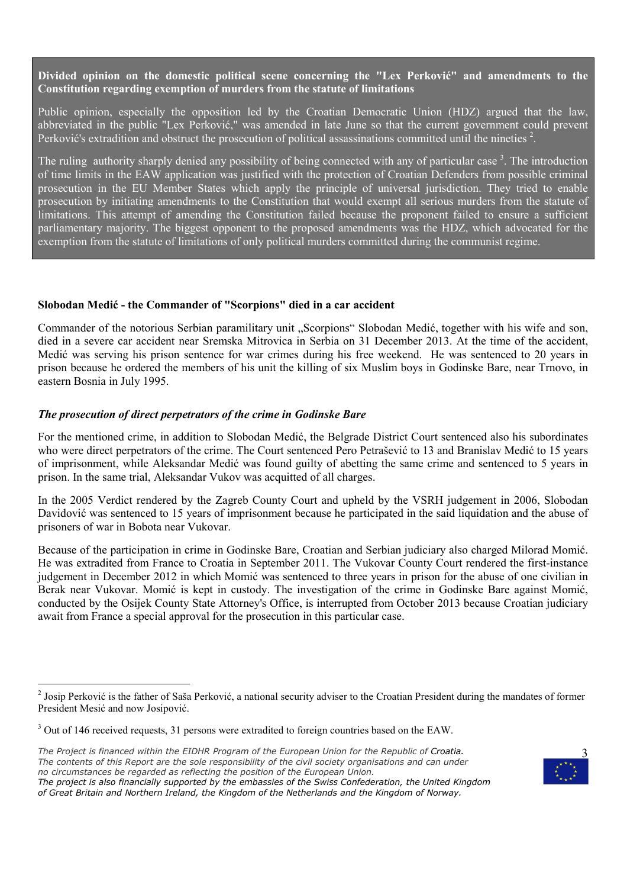**Divided opinion on the domestic political scene concerning the "Lex Perković" and amendments to the Constitution regarding exemption of murders from the statute of limitations**

Public opinion, especially the opposition led by the Croatian Democratic Union (HDZ) argued that the law, abbreviated in the public "Lex Perković," was amended in late June so that the current government could prevent Perković's extradition and obstruct the prosecution of political assassinations committed until the nineties [2].

The ruling authority sharply denied any possibility of being connected with any of particular case [3]. The introduction of time limits in the EAW application was justified with the protection of Croatian Defenders from possible criminal prosecution in the EU Member States which apply the principle of universal jurisdiction. They tried to enable prosecution by initiating amendments to the Constitution that would exempt all serious murders from the statute of limitations. This attempt of amending the Constitution failed because the proponent failed to ensure a sufficient parliamentary majority. The biggest opponent to the proposed amendments was the HDZ, which advocated for the exemption from the statute of limitations of only political murders committed during the communist regime.

**Slobodan Medić - the Commander of "Scorpions" died in a car accident**

Commander of the notorious Serbian paramilitary unit „Scorpions" Slobodan Medić, together with his wife and son, died in a severe car accident near Sremska Mitrovica in Serbia on 31 December 2013. At the time of the accident, Medić was serving his prison sentence for war crimes during his free weekend. He was sentenced to 20 years in prison because he ordered the members of his unit the killing of six Muslim boys in Godinske Bare, near Trnovo, in eastern Bosnia in July 1995.

***The prosecution of direct perpetrators of the crime in Godinske Bare***

For the mentioned crime, in addition to Slobodan Medić, the Belgrade District Court sentenced also his subordinates who were direct perpetrators of the crime. The Court sentenced Pero Petrašević to 13 and Branislav Medić to 15 years of imprisonment, while Aleksandar Medić was found guilty of abetting the same crime and sentenced to 5 years in prison. In the same trial, Aleksandar Vukov was acquitted of all charges.

In the 2005 Verdict rendered by the Zagreb County Court and upheld by the VSRH judgement in 2006, Slobodan Davidović was sentenced to 15 years of imprisonment because he participated in the said liquidation and the abuse of prisoners of war in Bobota near Vukovar.

Because of the participation in crime in Godinske Bare, Croatian and Serbian judiciary also charged Milorad Momić. He was extradited from France to Croatia in September 2011. The Vukovar County Court rendered the first-instance judgement in December 2012 in which Momić was sentenced to three years in prison for the abuse of one civilian in Berak near Vukovar. Momić is kept in custody. The investigation of the crime in Godinske Bare against Momić, conducted by the Osijek County State Attorney's Office, is interrupted from October 2013 because Croatian judiciary await from France a special approval for the prosecution in this particular case.

---

[2] Josip Perković is the father of Saša Perković, a national security adviser to the Croatian President during the mandates of former President Mesić and now Josipović.

[3] Out of 146 received requests, 31 persons were extradited to foreign countries based on the EAW.

*The Project is financed within the EIDHR Program of the European Union for the Republic of Croatia. The contents of this Report are the sole responsibility of the civil society organisations and can under no circumstances be regarded as reflecting the position of the European Union. The project is also financially supported by the embassies of the Swiss Confederation, the United Kingdom of Great Britain and Northern Ireland, the Kingdom of the Netherlands and the Kingdom of Norway.*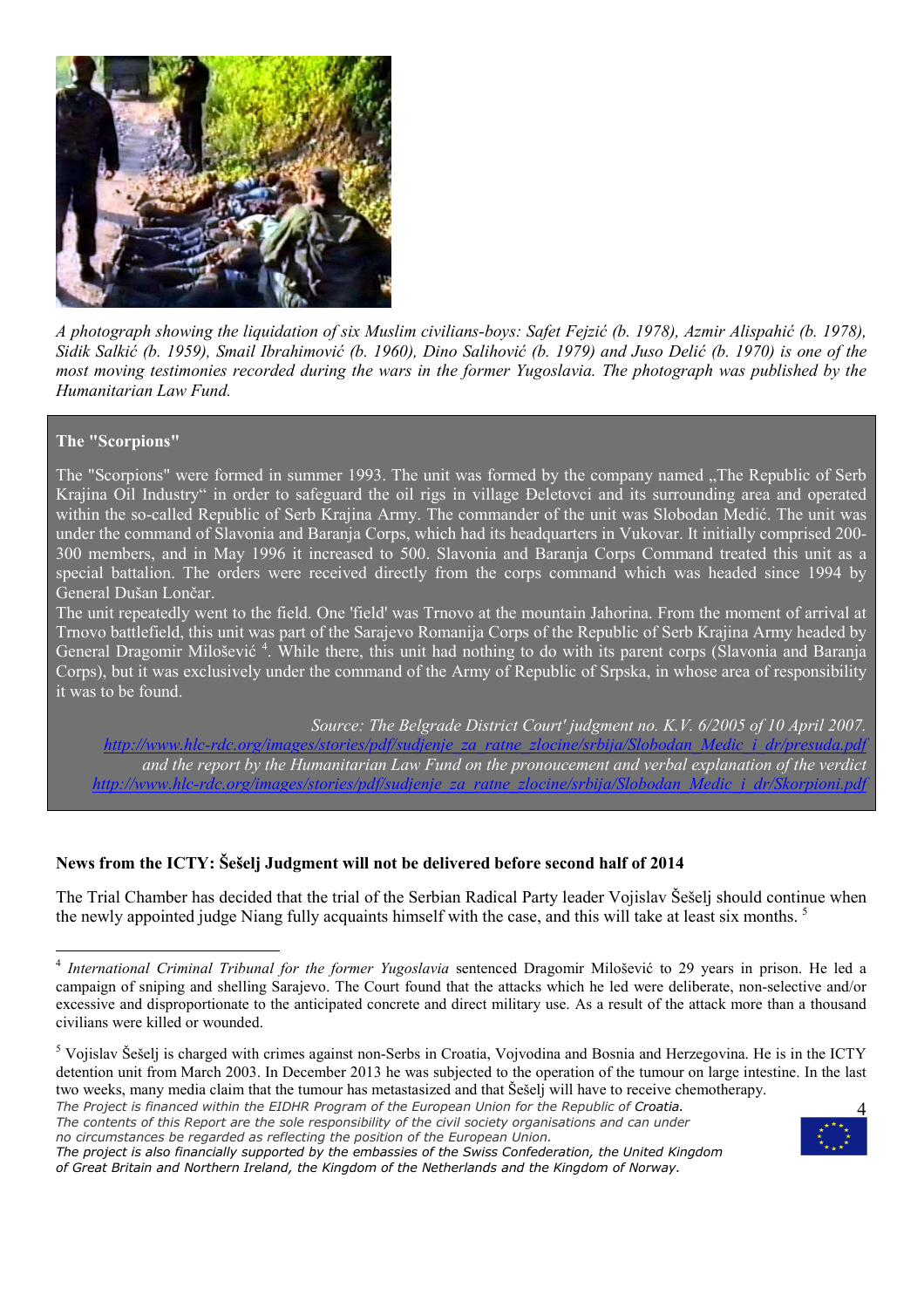*A photograph showing the liquidation of six Muslim civilians-boys: Safet Fejzić (b. 1978), Azmir Alispahić (b. 1978), Sidik Salkić (b. 1959), Smail Ibrahimović (b. 1960), Dino Salihović (b. 1979) and Juso Delić (b. 1970) is one of the most moving testimonies recorded during the wars in the former Yugoslavia. The photograph was published by the Humanitarian Law Fund.*

**The "Scorpions"**

The "Scorpions" were formed in summer 1993. The unit was formed by the company named „The Republic of Serb Krajina Oil Industry" in order to safeguard the oil rigs in village Đeletovci and its surrounding area and operated within the so-called Republic of Serb Krajina Army. The commander of the unit was Slobodan Medić. The unit was under the command of Slavonia and Baranja Corps, which had its headquarters in Vukovar. It initially comprised 200-300 members, and in May 1996 it increased to 500. Slavonia and Baranja Corps Command treated this unit as a special battalion. The orders were received directly from the corps command which was headed since 1994 by General Dušan Lončar.

The unit repeatedly went to the field. One 'field' was Trnovo at the mountain Jahorina. From the moment of arrival at Trnovo battlefield, this unit was part of the Sarajevo Romanija Corps of the Republic of Serb Krajina Army headed by General Dragomir Milošević [4]. While there, this unit had nothing to do with its parent corps (Slavonia and Baranja Corps), but it was exclusively under the command of the Army of Republic of Srpska, in whose area of responsibility it was to be found.

*Source: The Belgrade District Court' judgment no. K.V. 6/2005 of 10 April 2007.*
*http://www.hlc-rdc.org/images/stories/pdf/sudjenje_za_ratne_zlocine/srbija/Slobodan_Medic_i_dr/presuda.pdf*
*and the report by the Humanitarian Law Fund on the pronoucement and verbal explanation of the verdict*
*http://www.hlc-rdc.org/images/stories/pdf/sudjenje_za_ratne_zlocine/srbija/Slobodan_Medic_i_dr/Skorpioni.pdf*

**News from the ICTY: Šešelj Judgment will not be delivered before second half of 2014**

The Trial Chamber has decided that the trial of the Serbian Radical Party leader Vojislav Šešelj should continue when the newly appointed judge Niang fully acquaints himself with the case, and this will take at least six months. [5]

---

[4] *International Criminal Tribunal for the former Yugoslavia* sentenced Dragomir Milošević to 29 years in prison. He led a campaign of sniping and shelling Sarajevo. The Court found that the attacks which he led were deliberate, non-selective and/or excessive and disproportionate to the anticipated concrete and direct military use. As a result of the attack more than a thousand civilians were killed or wounded.

[5] Vojislav Šešelj is charged with crimes against non-Serbs in Croatia, Vojvodina and Bosnia and Herzegovina. He is in the ICTY detention unit from March 2003. In December 2013 he was subjected to the operation of the tumour on large intestine. In the last two weeks, many media claim that the tumour has metastasized and that Šešelj will have to receive chemotherapy.

*The Project is financed within the EIDHR Program of the European Union for the Republic of Croatia.*
*The contents of this Report are the sole responsibility of the civil society organisations and can under no circumstances be regarded as reflecting the position of the European Union.*
*The project is also financially supported by the embassies of the Swiss Confederation, the United Kingdom of Great Britain and Northern Ireland, the Kingdom of the Netherlands and the Kingdom of Norway.*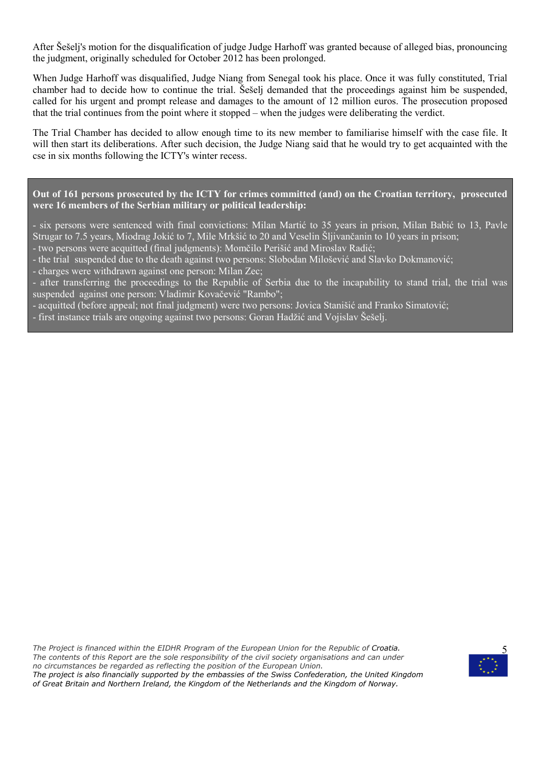After Šešelj's motion for the disqualification of judge Judge Harhoff was granted because of alleged bias, pronouncing the judgment, originally scheduled for October 2012 has been prolonged.

When Judge Harhoff was disqualified, Judge Niang from Senegal took his place. Once it was fully constituted, Trial chamber had to decide how to continue the trial. Šešelj demanded that the proceedings against him be suspended, called for his urgent and prompt release and damages to the amount of 12 million euros. The prosecution proposed that the trial continues from the point where it stopped – when the judges were deliberating the verdict.

The Trial Chamber has decided to allow enough time to its new member to familiarise himself with the case file. It will then start its deliberations. After such decision, the Judge Niang said that he would try to get acquainted with the cse in six months following the ICTY's winter recess.

**Out of 161 persons prosecuted by the ICTY for crimes committed (and) on the Croatian territory, prosecuted were 16 members of the Serbian military or political leadership:**

- six persons were sentenced with final convictions: Milan Martić to 35 years in prison, Milan Babić to 13, Pavle Strugar to 7.5 years, Miodrag Jokić to 7, Mile Mrkšić to 20 and Veselin Šljivančanin to 10 years in prison;
- two persons were acquitted (final judgments): Momčilo Perišić and Miroslav Radić;
- the trial suspended due to the death against two persons: Slobodan Milošević and Slavko Dokmanović;
- charges were withdrawn against one person: Milan Zec;
- after transferring the proceedings to the Republic of Serbia due to the incapability to stand trial, the trial was suspended against one person: Vladimir Kovačević "Rambo";
- acquitted (before appeal; not final judgment) were two persons: Jovica Stanišić and Franko Simatović;
- first instance trials are ongoing against two persons: Goran Hadžić and Vojislav Šešelj.